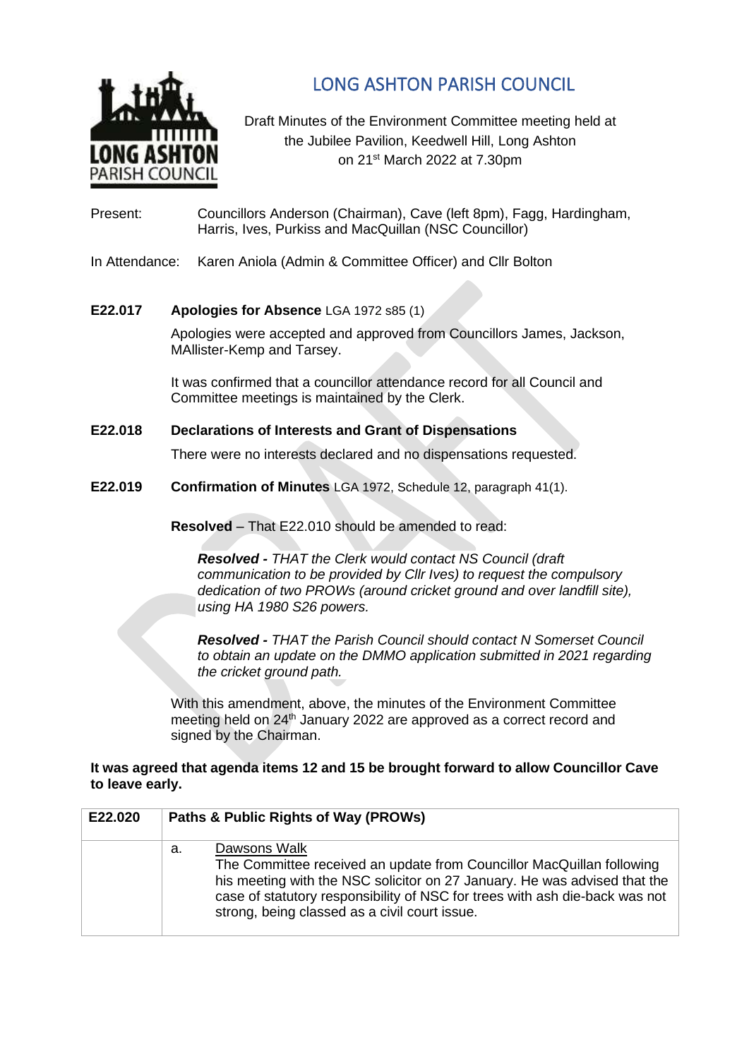# LONG ASHTON PARISH COUNCIL

Draft Minutes of the Environment Committee meeting held at the Jubilee Pavilion, Keedwell Hill, Long Ashton on 21st March 2022 at 7.30pm

Present: Councillors Anderson (Chairman), Cave (left 8pm), Fagg, Hardingham, Harris, Ives, Purkiss and MacQuillan (NSC Councillor)

In Attendance: Karen Aniola (Admin & Committee Officer) and Cllr Bolton

**E22.017 Apologies for Absence** LGA 1972 s85 (1)

Apologies were accepted and approved from Councillors James, Jackson, MAllister-Kemp and Tarsey.

It was confirmed that a councillor attendance record for all Council and Committee meetings is maintained by the Clerk.

**E22.018 Declarations of Interests and Grant of Dispensations**

There were no interests declared and no dispensations requested.

**E22.019 Confirmation of Minutes** LGA 1972, Schedule 12, paragraph 41(1).

**Resolved** – That E22.010 should be amended to read:

> ***Resolved -*** *THAT the Clerk would contact NS Council (draft communication to be provided by Cllr Ives) to request the compulsory dedication of two PROWs (around cricket ground and over landfill site), using HA 1980 S26 powers.*
>
> ***Resolved -*** *THAT the Parish Council should contact N Somerset Council to obtain an update on the DMMO application submitted in 2021 regarding the cricket ground path.*

With this amendment, above, the minutes of the Environment Committee meeting held on 24th January 2022 are approved as a correct record and signed by the Chairman.

**It was agreed that agenda items 12 and 15 be brought forward to allow Councillor Cave to leave early.**

| E22.020 | Paths & Public Rights of Way (PROWs) |
|---|---|
| | a. Dawsons Walk<br>The Committee received an update from Councillor MacQuillan following his meeting with the NSC solicitor on 27 January. He was advised that the case of statutory responsibility of NSC for trees with ash die-back was not strong, being classed as a civil court issue. |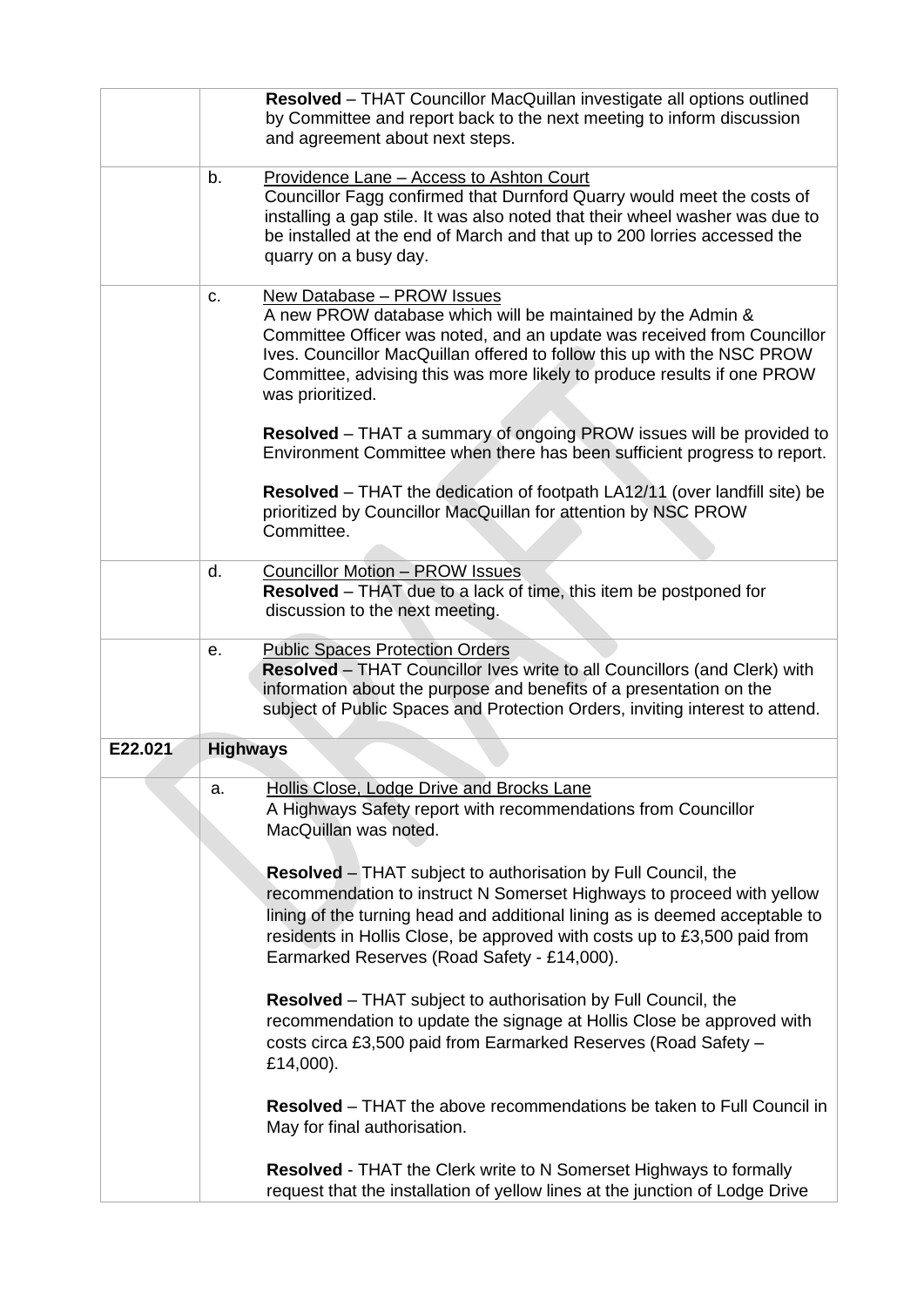| | |
|---|---|
| | **Resolved** – THAT Councillor MacQuillan investigate all options outlined by Committee and report back to the next meeting to inform discussion and agreement about next steps. |
| | b. Providence Lane – Access to Ashton Court<br>Councillor Fagg confirmed that Durnford Quarry would meet the costs of installing a gap stile. It was also noted that their wheel washer was due to be installed at the end of March and that up to 200 lorries accessed the quarry on a busy day. |
| | c. New Database – PROW Issues<br>A new PROW database which will be maintained by the Admin & Committee Officer was noted, and an update was received from Councillor Ives. Councillor MacQuillan offered to follow this up with the NSC PROW Committee, advising this was more likely to produce results if one PROW was prioritized.<br><br>**Resolved** – THAT a summary of ongoing PROW issues will be provided to Environment Committee when there has been sufficient progress to report.<br><br>**Resolved** – THAT the dedication of footpath LA12/11 (over landfill site) be prioritized by Councillor MacQuillan for attention by NSC PROW Committee. |
| | d. Councillor Motion – PROW Issues<br>**Resolved** – THAT due to a lack of time, this item be postponed for discussion to the next meeting. |
| | e. Public Spaces Protection Orders<br>**Resolved** – THAT Councillor Ives write to all Councillors (and Clerk) with information about the purpose and benefits of a presentation on the subject of Public Spaces and Protection Orders, inviting interest to attend. |
| **E22.021** | **Highways** |
| | a. Hollis Close, Lodge Drive and Brocks Lane<br>A Highways Safety report with recommendations from Councillor MacQuillan was noted.<br><br>**Resolved** – THAT subject to authorisation by Full Council, the recommendation to instruct N Somerset Highways to proceed with yellow lining of the turning head and additional lining as is deemed acceptable to residents in Hollis Close, be approved with costs up to £3,500 paid from Earmarked Reserves (Road Safety - £14,000).<br><br>**Resolved** – THAT subject to authorisation by Full Council, the recommendation to update the signage at Hollis Close be approved with costs circa £3,500 paid from Earmarked Reserves (Road Safety – £14,000).<br><br>**Resolved** – THAT the above recommendations be taken to Full Council in May for final authorisation.<br><br>**Resolved** - THAT the Clerk write to N Somerset Highways to formally request that the installation of yellow lines at the junction of Lodge Drive |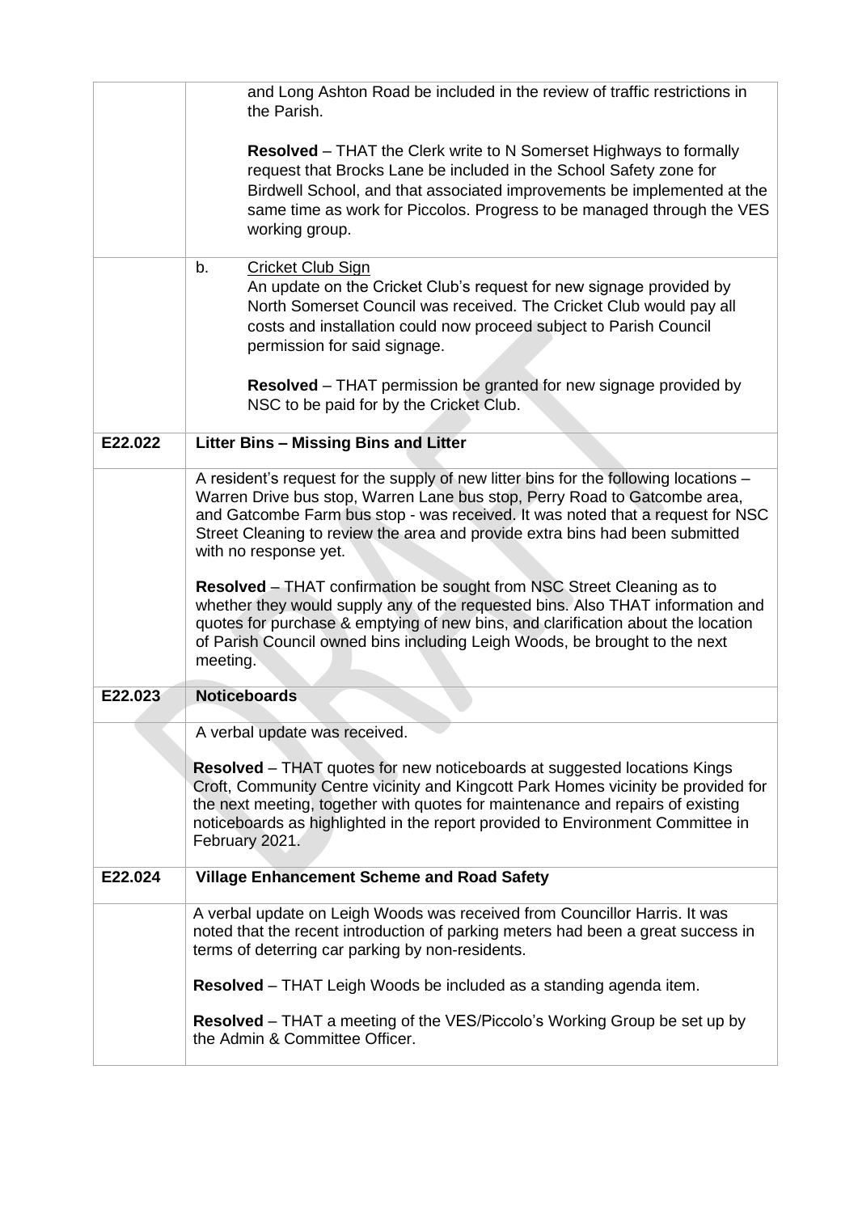| | |
|---|---|
| | and Long Ashton Road be included in the review of traffic restrictions in the Parish.<br><br>**Resolved** – THAT the Clerk write to N Somerset Highways to formally request that Brocks Lane be included in the School Safety zone for Birdwell School, and that associated improvements be implemented at the same time as work for Piccolos. Progress to be managed through the VES working group. |
| | b. Cricket Club Sign<br>An update on the Cricket Club's request for new signage provided by North Somerset Council was received. The Cricket Club would pay all costs and installation could now proceed subject to Parish Council permission for said signage.<br><br>**Resolved** – THAT permission be granted for new signage provided by NSC to be paid for by the Cricket Club. |
| **E22.022** | **Litter Bins – Missing Bins and Litter** |
| | A resident's request for the supply of new litter bins for the following locations – Warren Drive bus stop, Warren Lane bus stop, Perry Road to Gatcombe area, and Gatcombe Farm bus stop - was received. It was noted that a request for NSC Street Cleaning to review the area and provide extra bins had been submitted with no response yet.<br><br>**Resolved** – THAT confirmation be sought from NSC Street Cleaning as to whether they would supply any of the requested bins. Also THAT information and quotes for purchase & emptying of new bins, and clarification about the location of Parish Council owned bins including Leigh Woods, be brought to the next meeting. |
| **E22.023** | **Noticeboards** |
| | A verbal update was received.<br><br>**Resolved** – THAT quotes for new noticeboards at suggested locations Kings Croft, Community Centre vicinity and Kingcott Park Homes vicinity be provided for the next meeting, together with quotes for maintenance and repairs of existing noticeboards as highlighted in the report provided to Environment Committee in February 2021. |
| **E22.024** | **Village Enhancement Scheme and Road Safety** |
| | A verbal update on Leigh Woods was received from Councillor Harris. It was noted that the recent introduction of parking meters had been a great success in terms of deterring car parking by non-residents.<br><br>**Resolved** – THAT Leigh Woods be included as a standing agenda item.<br><br>**Resolved** – THAT a meeting of the VES/Piccolo's Working Group be set up by the Admin & Committee Officer. |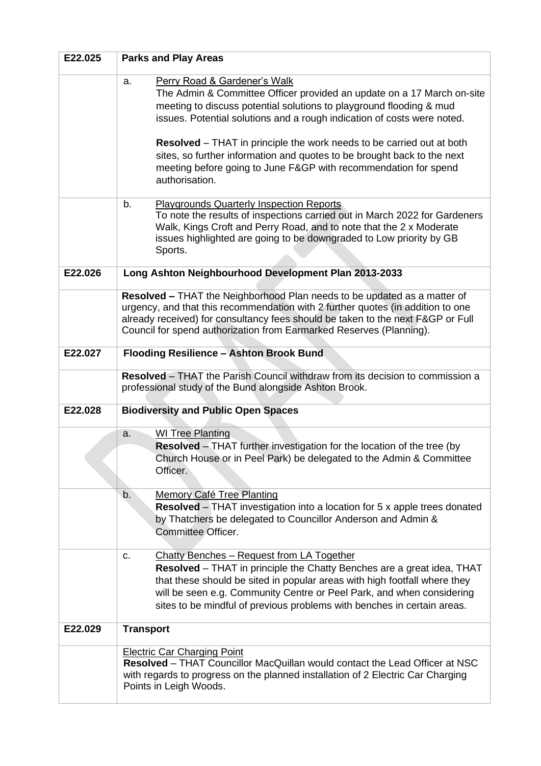| E22.025 | **Parks and Play Areas** |
|---|---|
| | a. Perry Road & Gardener's Walk<br>The Admin & Committee Officer provided an update on a 17 March on-site meeting to discuss potential solutions to playground flooding & mud issues. Potential solutions and a rough indication of costs were noted.<br><br>**Resolved** – THAT in principle the work needs to be carried out at both sites, so further information and quotes to be brought back to the next meeting before going to June F&GP with recommendation for spend authorisation. |
| | b. Playgrounds Quarterly Inspection Reports<br>To note the results of inspections carried out in March 2022 for Gardeners Walk, Kings Croft and Perry Road, and to note that the 2 x Moderate issues highlighted are going to be downgraded to Low priority by GB Sports. |
| **E22.026** | **Long Ashton Neighbourhood Development Plan 2013-2033** |
| | **Resolved –** THAT the Neighborhood Plan needs to be updated as a matter of urgency, and that this recommendation with 2 further quotes (in addition to one already received) for consultancy fees should be taken to the next F&GP or Full Council for spend authorization from Earmarked Reserves (Planning). |
| **E22.027** | **Flooding Resilience – Ashton Brook Bund** |
| | **Resolved** – THAT the Parish Council withdraw from its decision to commission a professional study of the Bund alongside Ashton Brook. |
| **E22.028** | **Biodiversity and Public Open Spaces** |
| | a. WI Tree Planting<br>**Resolved** – THAT further investigation for the location of the tree (by Church House or in Peel Park) be delegated to the Admin & Committee Officer. |
| | b. Memory Café Tree Planting<br>**Resolved** – THAT investigation into a location for 5 x apple trees donated by Thatchers be delegated to Councillor Anderson and Admin & Committee Officer. |
| | c. Chatty Benches – Request from LA Together<br>**Resolved** – THAT in principle the Chatty Benches are a great idea, THAT that these should be sited in popular areas with high footfall where they will be seen e.g. Community Centre or Peel Park, and when considering sites to be mindful of previous problems with benches in certain areas. |
| **E22.029** | **Transport** |
| | Electric Car Charging Point<br>**Resolved** – THAT Councillor MacQuillan would contact the Lead Officer at NSC with regards to progress on the planned installation of 2 Electric Car Charging Points in Leigh Woods. |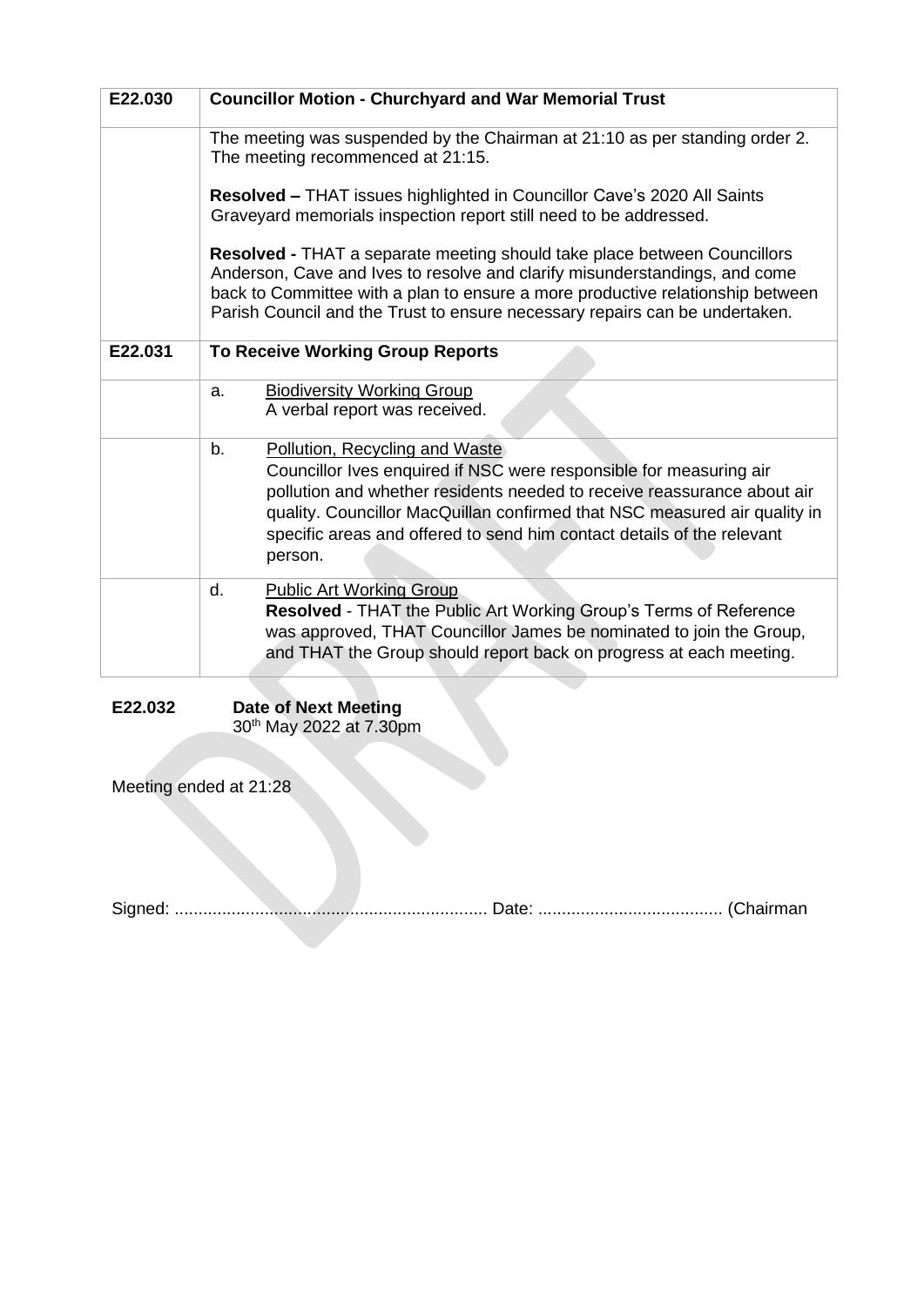| | |
|---|---|
| **E22.030** | **Councillor Motion - Churchyard and War Memorial Trust** |
| | The meeting was suspended by the Chairman at 21:10 as per standing order 2. The meeting recommenced at 21:15.<br><br>**Resolved –** THAT issues highlighted in Councillor Cave's 2020 All Saints Graveyard memorials inspection report still need to be addressed.<br><br>**Resolved -** THAT a separate meeting should take place between Councillors Anderson, Cave and Ives to resolve and clarify misunderstandings, and come back to Committee with a plan to ensure a more productive relationship between Parish Council and the Trust to ensure necessary repairs can be undertaken. |
| **E22.031** | **To Receive Working Group Reports** |
| | a. Biodiversity Working Group<br>A verbal report was received. |
| | b. Pollution, Recycling and Waste<br>Councillor Ives enquired if NSC were responsible for measuring air pollution and whether residents needed to receive reassurance about air quality. Councillor MacQuillan confirmed that NSC measured air quality in specific areas and offered to send him contact details of the relevant person. |
| | d. Public Art Working Group<br>**Resolved** - THAT the Public Art Working Group's Terms of Reference was approved, THAT Councillor James be nominated to join the Group, and THAT the Group should report back on progress at each meeting. |

**E22.032** **Date of Next Meeting**
30th May 2022 at 7.30pm

Meeting ended at 21:28

Signed: .................................................................. Date: ....................................... (Chairman